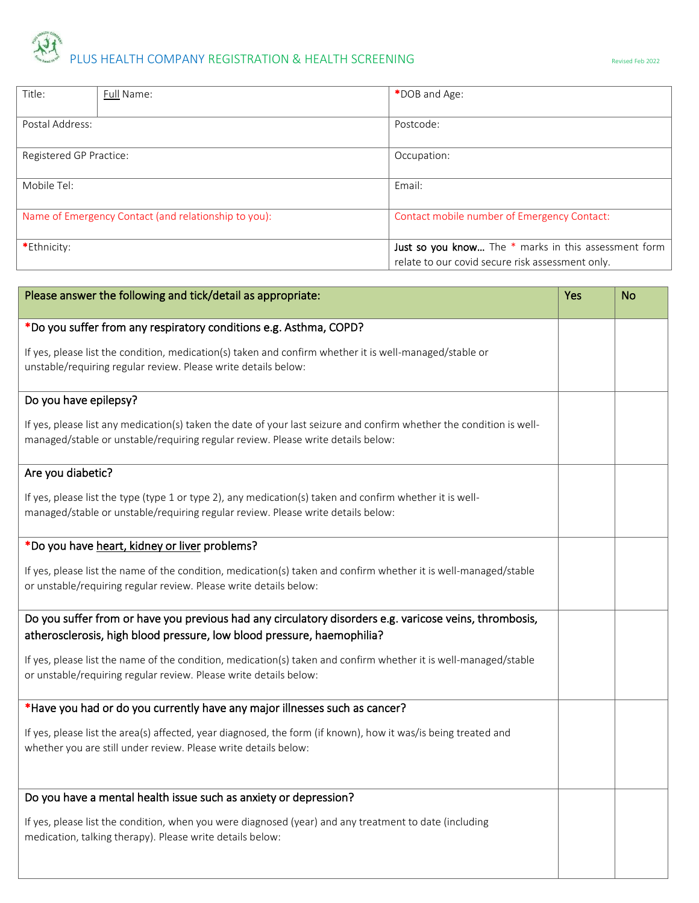# PLUS HEALTH COMPANY REGISTRATION & HEALTH SCREENING

Revised Feb 2022

| | | |
|---|---|---|
| Title: | Full Name: | *DOB and Age: |
| Postal Address: | | Postcode: |
| Registered GP Practice: | | Occupation: |
| Mobile Tel: | | Email: |
| Name of Emergency Contact (and relationship to you): | | Contact mobile number of Emergency Contact: |
| *Ethnicity: | | **Just so you know…** The * marks in this assessment form relate to our covid secure risk assessment only. |

| Please answer the following and tick/detail as appropriate: | Yes | No |
|---|---|---|
| ***Do you suffer from any respiratory conditions e.g. Asthma, COPD?**<br><br>If yes, please list the condition, medication(s) taken and confirm whether it is well-managed/stable or unstable/requiring regular review. Please write details below: | | |
| **Do you have epilepsy?**<br><br>If yes, please list any medication(s) taken the date of your last seizure and confirm whether the condition is well-managed/stable or unstable/requiring regular review. Please write details below: | | |
| **Are you diabetic?**<br><br>If yes, please list the type (type 1 or type 2), any medication(s) taken and confirm whether it is well-managed/stable or unstable/requiring regular review. Please write details below: | | |
| ***Do you have heart, kidney or liver problems?**<br><br>If yes, please list the name of the condition, medication(s) taken and confirm whether it is well-managed/stable or unstable/requiring regular review. Please write details below: | | |
| **Do you suffer from or have you previous had any circulatory disorders e.g. varicose veins, thrombosis, atherosclerosis, high blood pressure, low blood pressure, haemophilia?**<br><br>If yes, please list the name of the condition, medication(s) taken and confirm whether it is well-managed/stable or unstable/requiring regular review. Please write details below: | | |
| ***Have you had or do you currently have any major illnesses such as cancer?**<br><br>If yes, please list the area(s) affected, year diagnosed, the form (if known), how it was/is being treated and whether you are still under review. Please write details below: | | |
| **Do you have a mental health issue such as anxiety or depression?**<br><br>If yes, please list the condition, when you were diagnosed (year) and any treatment to date (including medication, talking therapy). Please write details below: | | |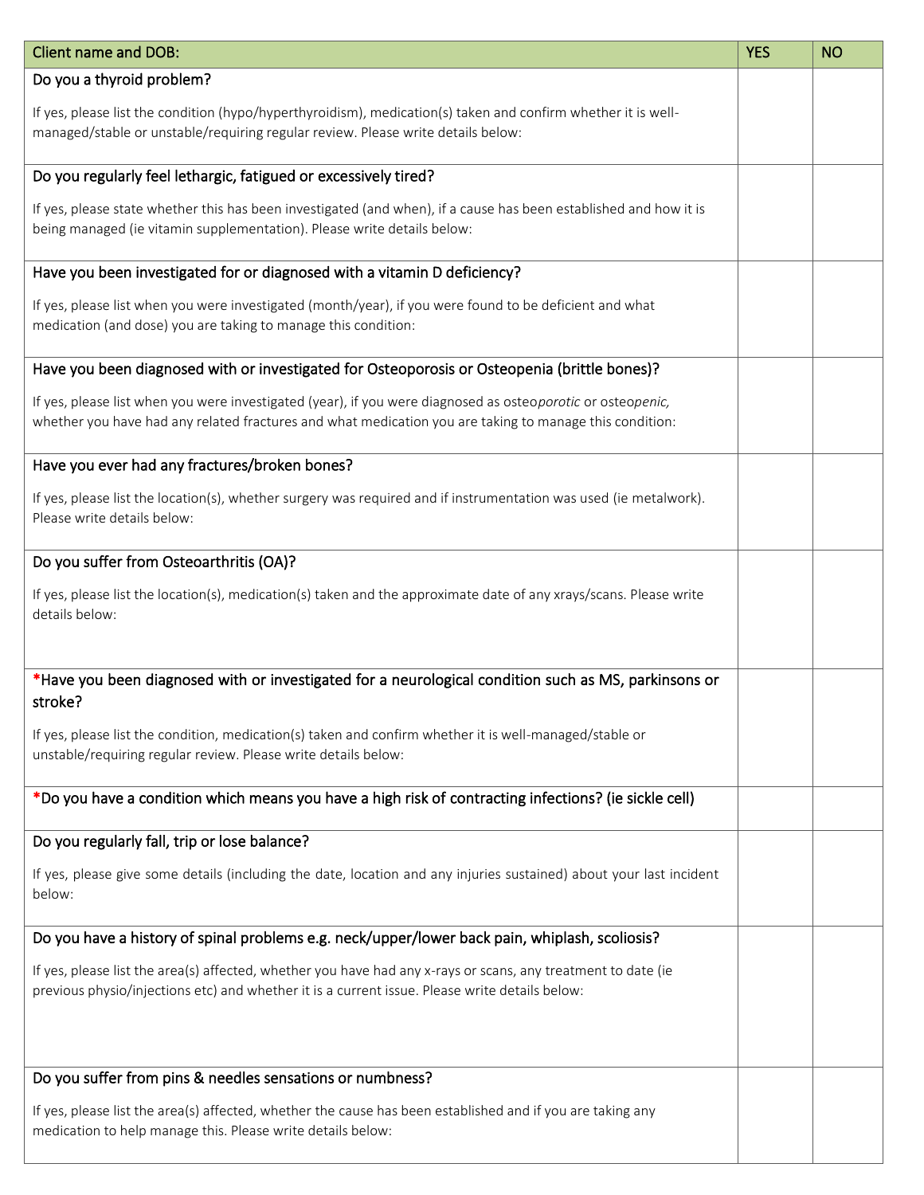| Client name and DOB: | YES | NO |
|---|---|---|
| Do you a thyroid problem?<br><br>If yes, please list the condition (hypo/hyperthyroidism), medication(s) taken and confirm whether it is well-managed/stable or unstable/requiring regular review. Please write details below: | | |
| Do you regularly feel lethargic, fatigued or excessively tired?<br><br>If yes, please state whether this has been investigated (and when), if a cause has been established and how it is being managed (ie vitamin supplementation). Please write details below: | | |
| Have you been investigated for or diagnosed with a vitamin D deficiency?<br><br>If yes, please list when you were investigated (month/year), if you were found to be deficient and what medication (and dose) you are taking to manage this condition: | | |
| Have you been diagnosed with or investigated for Osteoporosis or Osteopenia (brittle bones)?<br><br>If yes, please list when you were investigated (year), if you were diagnosed as osteo*porotic* or osteo*penic,* whether you have had any related fractures and what medication you are taking to manage this condition: | | |
| Have you ever had any fractures/broken bones?<br><br>If yes, please list the location(s), whether surgery was required and if instrumentation was used (ie metalwork). Please write details below: | | |
| Do you suffer from Osteoarthritis (OA)?<br><br>If yes, please list the location(s), medication(s) taken and the approximate date of any xrays/scans. Please write details below: | | |
| *Have you been diagnosed with or investigated for a neurological condition such as MS, parkinsons or stroke?<br><br>If yes, please list the condition, medication(s) taken and confirm whether it is well-managed/stable or unstable/requiring regular review. Please write details below: | | |
| *Do you have a condition which means you have a high risk of contracting infections? (ie sickle cell) | | |
| Do you regularly fall, trip or lose balance?<br><br>If yes, please give some details (including the date, location and any injuries sustained) about your last incident below: | | |
| Do you have a history of spinal problems e.g. neck/upper/lower back pain, whiplash, scoliosis?<br><br>If yes, please list the area(s) affected, whether you have had any x-rays or scans, any treatment to date (ie previous physio/injections etc) and whether it is a current issue. Please write details below: | | |
| Do you suffer from pins & needles sensations or numbness?<br><br>If yes, please list the area(s) affected, whether the cause has been established and if you are taking any medication to help manage this. Please write details below: | | |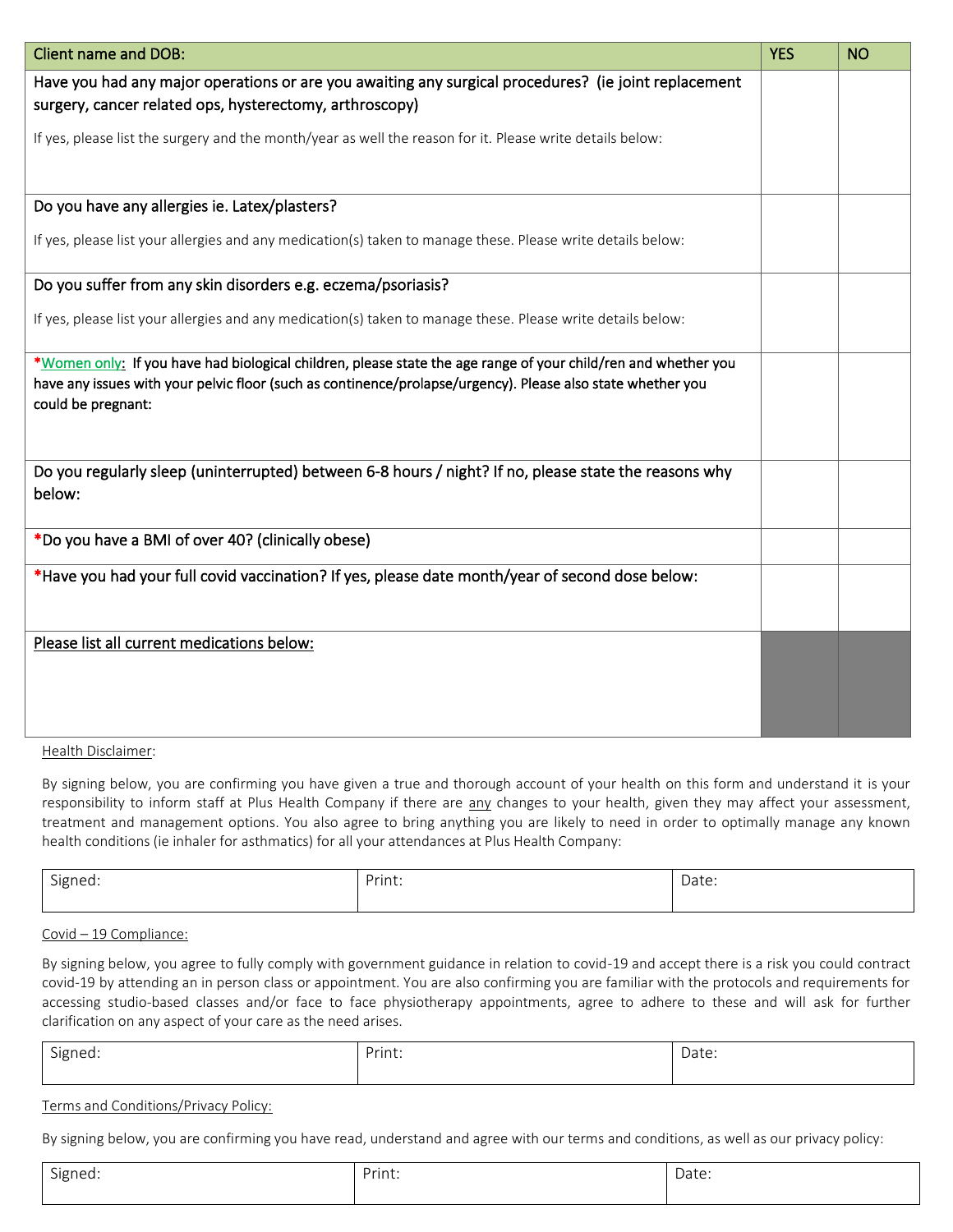| Client name and DOB: | YES | NO |
|---|---|---|
| Have you had any major operations or are you awaiting any surgical procedures? (ie joint replacement surgery, cancer related ops, hysterectomy, arthroscopy)<br><br>If yes, please list the surgery and the month/year as well the reason for it. Please write details below: | | |
| Do you have any allergies ie. Latex/plasters?<br><br>If yes, please list your allergies and any medication(s) taken to manage these. Please write details below: | | |
| Do you suffer from any skin disorders e.g. eczema/psoriasis?<br><br>If yes, please list your allergies and any medication(s) taken to manage these. Please write details below: | | |
| ***Women only**: If you have had biological children, please state the age range of your child/ren and whether you have any issues with your pelvic floor (such as continence/prolapse/urgency). Please also state whether you could be pregnant:** | | |
| Do you regularly sleep (uninterrupted) between 6-8 hours / night? If no, please state the reasons why below: | | |
| *Do you have a BMI of over 40? (clinically obese) | | |
| *Have you had your full covid vaccination? If yes, please date month/year of second dose below: | | |
| Please list all current medications below: | | |

Health Disclaimer:

By signing below, you are confirming you have given a true and thorough account of your health on this form and understand it is your responsibility to inform staff at Plus Health Company if there are any changes to your health, given they may affect your assessment, treatment and management options. You also agree to bring anything you are likely to need in order to optimally manage any known health conditions (ie inhaler for asthmatics) for all your attendances at Plus Health Company:

| Signed: | Print: | Date: |
|---|---|---|

Covid – 19 Compliance:

By signing below, you agree to fully comply with government guidance in relation to covid-19 and accept there is a risk you could contract covid-19 by attending an in person class or appointment. You are also confirming you are familiar with the protocols and requirements for accessing studio-based classes and/or face to face physiotherapy appointments, agree to adhere to these and will ask for further clarification on any aspect of your care as the need arises.

| Signed: | Print: | Date: |
|---|---|---|

Terms and Conditions/Privacy Policy:

By signing below, you are confirming you have read, understand and agree with our terms and conditions, as well as our privacy policy:

| Signed: | Print: | Date: |
|---|---|---|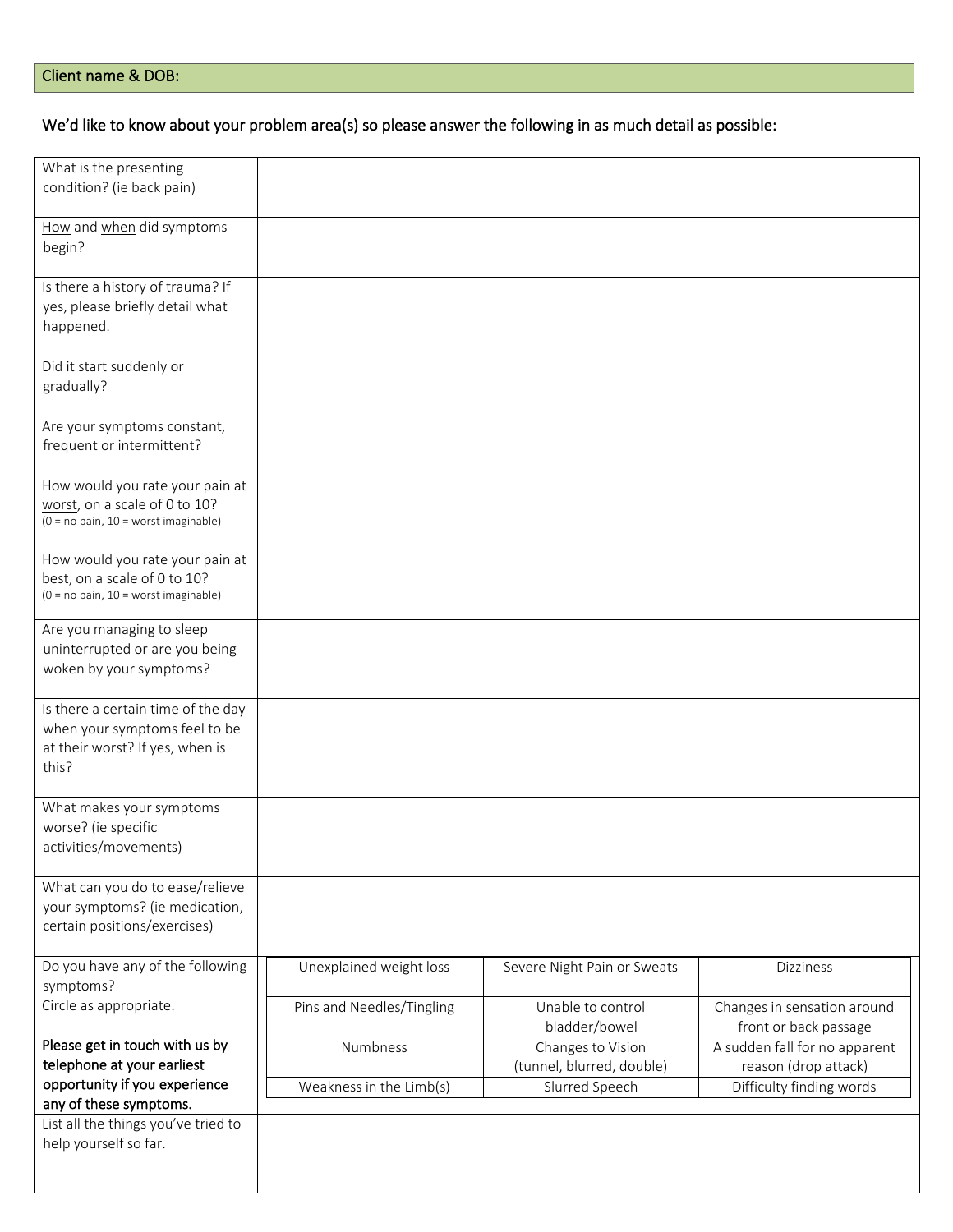| Client name & DOB: |
|---|

We'd like to know about your problem area(s) so please answer the following in as much detail as possible:

| | |
|---|---|
| What is the presenting condition? (ie back pain) | |
| How and when did symptoms begin? | |
| Is there a history of trauma? If yes, please briefly detail what happened. | |
| Did it start suddenly or gradually? | |
| Are your symptoms constant, frequent or intermittent? | |
| How would you rate your pain at worst, on a scale of 0 to 10? (0 = no pain, 10 = worst imaginable) | |
| How would you rate your pain at best, on a scale of 0 to 10? (0 = no pain, 10 = worst imaginable) | |
| Are you managing to sleep uninterrupted or are you being woken by your symptoms? | |
| Is there a certain time of the day when your symptoms feel to be at their worst? If yes, when is this? | |
| What makes your symptoms worse? (ie specific activities/movements) | |
| What can you do to ease/relieve your symptoms? (ie medication, certain positions/exercises) | |

Do you have any of the following symptoms?
Circle as appropriate.

**Please get in touch with us by telephone at your earliest opportunity if you experience any of these symptoms.**

| | | |
|---|---|---|
| Unexplained weight loss | Severe Night Pain or Sweats | Dizziness |
| Pins and Needles/Tingling | Unable to control bladder/bowel | Changes in sensation around front or back passage |
| Numbness | Changes to Vision (tunnel, blurred, double) | A sudden fall for no apparent reason (drop attack) |
| Weakness in the Limb(s) | Slurred Speech | Difficulty finding words |

| | |
|---|---|
| List all the things you've tried to help yourself so far. | |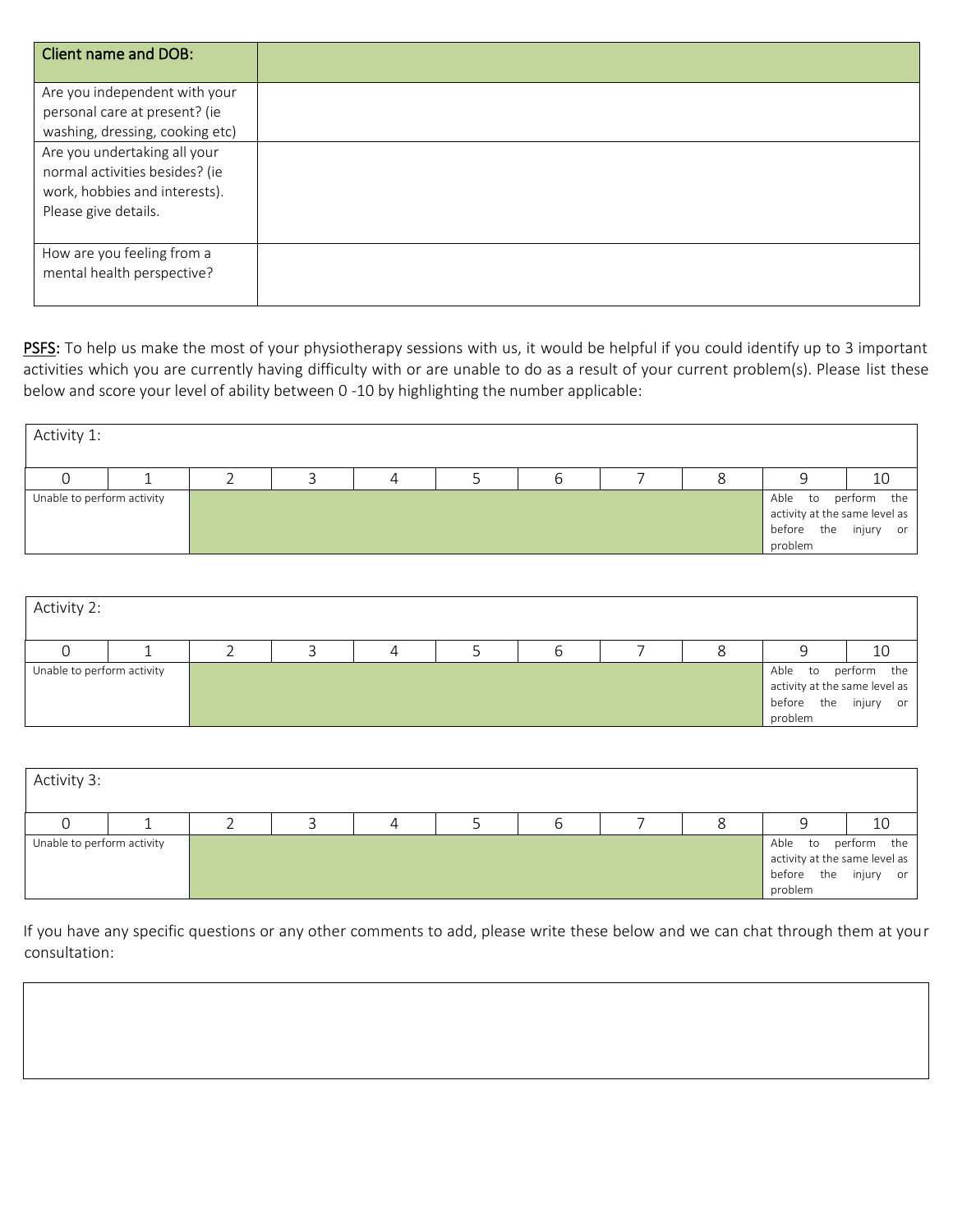| Client name and DOB: | |
|---|---|
| Are you independent with your personal care at present? (ie washing, dressing, cooking etc) | |
| Are you undertaking all your normal activities besides? (ie work, hobbies and interests). Please give details. | |
| How are you feeling from a mental health perspective? | |

PSFS: To help us make the most of your physiotherapy sessions with us, it would be helpful if you could identify up to 3 important activities which you are currently having difficulty with or are unable to do as a result of your current problem(s). Please list these below and score your level of ability between 0 -10 by highlighting the number applicable:

| Activity 1: | | | | | | | | | | |
|---|---|---|---|---|---|---|---|---|---|---|
| 0 | 1 | 2 | 3 | 4 | 5 | 6 | 7 | 8 | 9 | 10 |
| Unable to perform activity | | | | | | | | | Able to perform the activity at the same level as before the injury or problem | |

| Activity 2: | | | | | | | | | | |
|---|---|---|---|---|---|---|---|---|---|---|
| 0 | 1 | 2 | 3 | 4 | 5 | 6 | 7 | 8 | 9 | 10 |
| Unable to perform activity | | | | | | | | | Able to perform the activity at the same level as before the injury or problem | |

| Activity 3: | | | | | | | | | | |
|---|---|---|---|---|---|---|---|---|---|---|
| 0 | 1 | 2 | 3 | 4 | 5 | 6 | 7 | 8 | 9 | 10 |
| Unable to perform activity | | | | | | | | | Able to perform the activity at the same level as before the injury or problem | |

If you have any specific questions or any other comments to add, please write these below and we can chat through them at your consultation:

| |
|---|
| |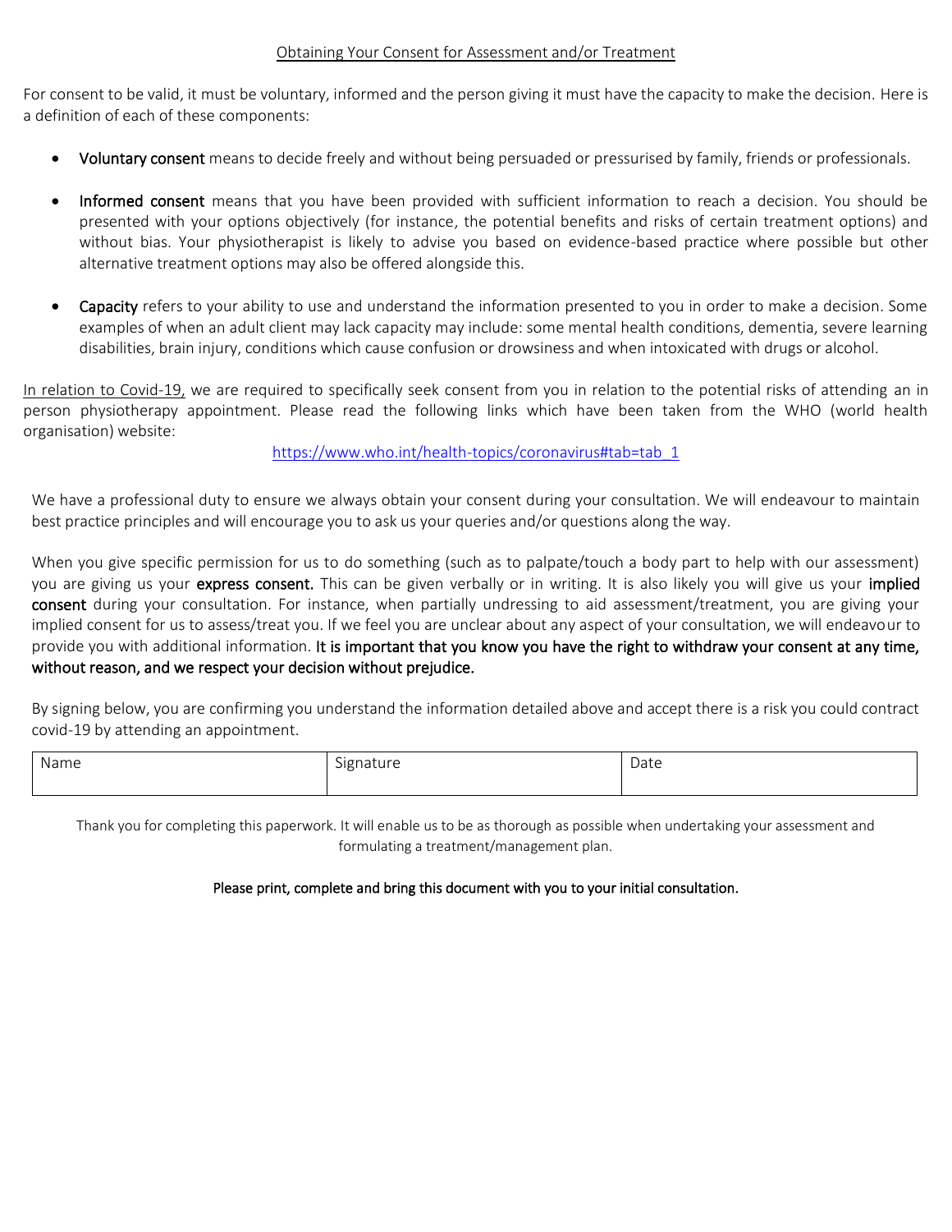## Obtaining Your Consent for Assessment and/or Treatment

For consent to be valid, it must be voluntary, informed and the person giving it must have the capacity to make the decision. Here is a definition of each of these components:

- **Voluntary consent** means to decide freely and without being persuaded or pressurised by family, friends or professionals.
- **Informed consent** means that you have been provided with sufficient information to reach a decision. You should be presented with your options objectively (for instance, the potential benefits and risks of certain treatment options) and without bias. Your physiotherapist is likely to advise you based on evidence-based practice where possible but other alternative treatment options may also be offered alongside this.
- **Capacity** refers to your ability to use and understand the information presented to you in order to make a decision. Some examples of when an adult client may lack capacity may include: some mental health conditions, dementia, severe learning disabilities, brain injury, conditions which cause confusion or drowsiness and when intoxicated with drugs or alcohol.

In relation to Covid-19, we are required to specifically seek consent from you in relation to the potential risks of attending an in person physiotherapy appointment. Please read the following links which have been taken from the WHO (world health organisation) website:

https://www.who.int/health-topics/coronavirus#tab=tab_1

We have a professional duty to ensure we always obtain your consent during your consultation. We will endeavour to maintain best practice principles and will encourage you to ask us your queries and/or questions along the way.

When you give specific permission for us to do something (such as to palpate/touch a body part to help with our assessment) you are giving us your **express consent.** This can be given verbally or in writing. It is also likely you will give us your **implied consent** during your consultation. For instance, when partially undressing to aid assessment/treatment, you are giving your implied consent for us to assess/treat you. If we feel you are unclear about any aspect of your consultation, we will endeavour to provide you with additional information. **It is important that you know you have the right to withdraw your consent at any time, without reason, and we respect your decision without prejudice.**

By signing below, you are confirming you understand the information detailed above and accept there is a risk you could contract covid-19 by attending an appointment.

| Name | Signature | Date |
|---|---|---|
| | | |

Thank you for completing this paperwork. It will enable us to be as thorough as possible when undertaking your assessment and formulating a treatment/management plan.

**Please print, complete and bring this document with you to your initial consultation.**